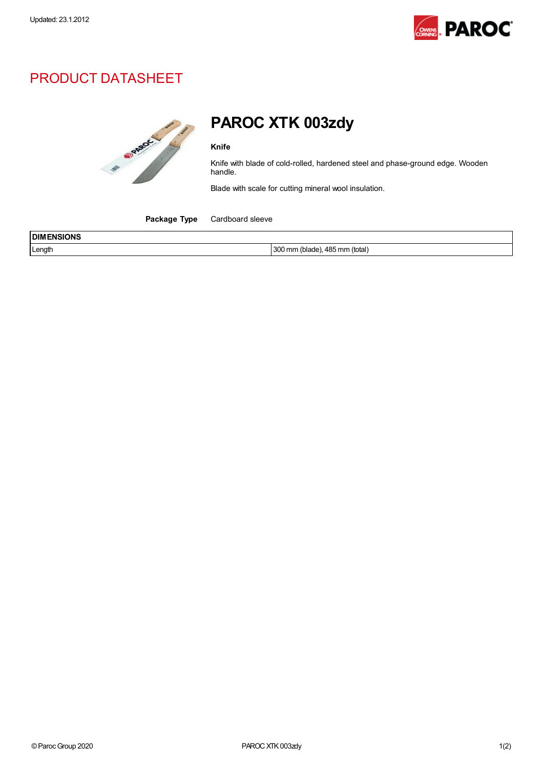Updated: 23.1.2012

# PRODUCT DATASHEET

## PAROC XTK 003zdy

**Knife**

Knife with blade of cold-rolled, hardened steel and phase-ground edge. Wooden handle.

Blade with scale for cutting mineral wool insulation.

**Package Type** Cardboard sleeve

| DIMENSIONS | |
|---|---|
| Length | 300 mm (blade), 485 mm (total) |

© Paroc Group 2020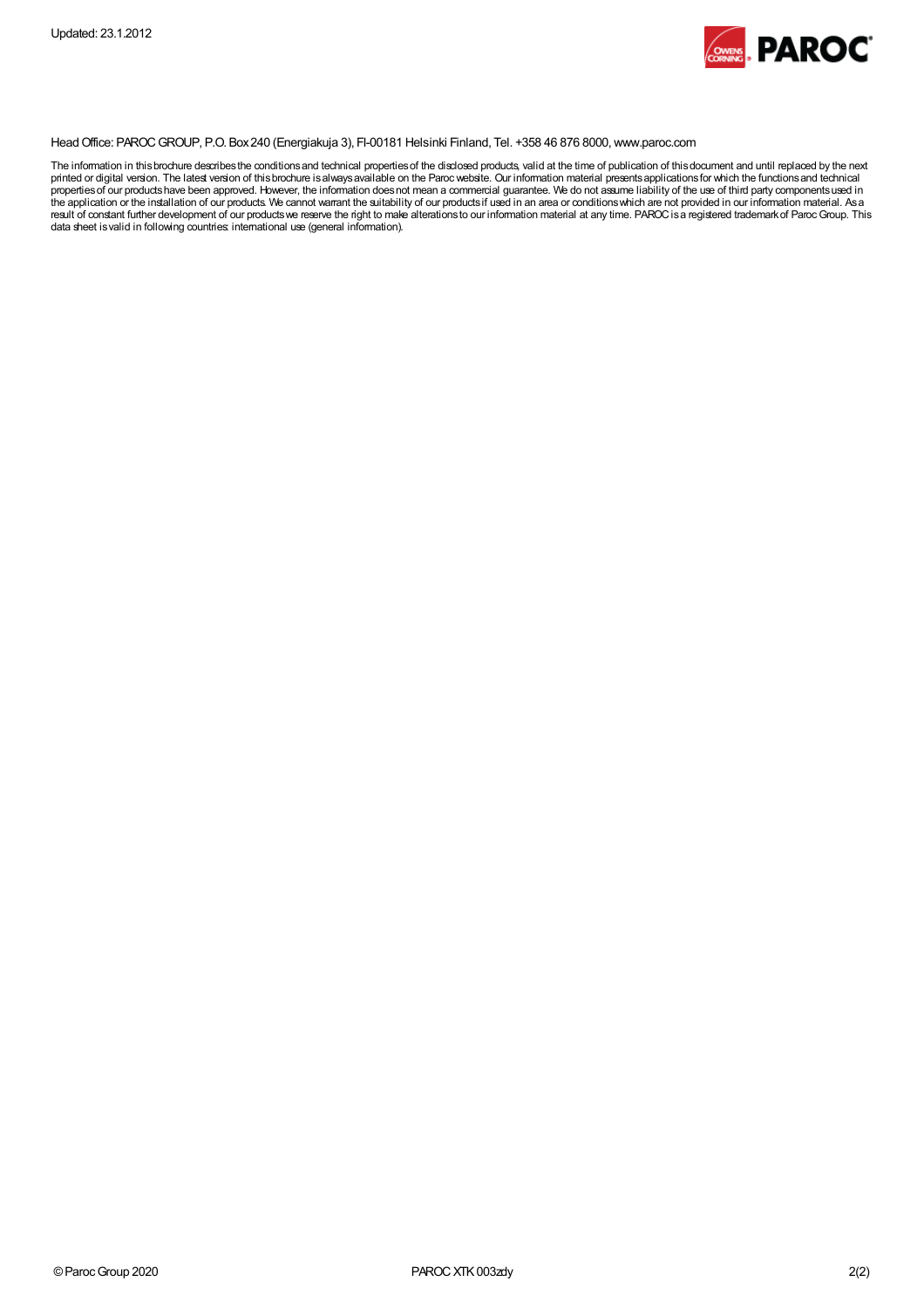Updated: 23.1.2012

Head Office: PAROC GROUP, P.O. Box 240 (Energiakuja 3), FI-00181 Helsinki Finland, Tel. +358 46 876 8000, www.paroc.com

The information in this brochure describes the conditions and technical properties of the disclosed products, valid at the time of publication of this document and until replaced by the next printed or digital version. The latest version of this brochure is always available on the Paroc website. Our information material presents applications for which the functions and technical properties of our products have been approved. However, the information does not mean a commercial guarantee. We do not assume liability of the use of third party components used in the application or the installation of our products. We cannot warrant the suitability of our products if used in an area or conditions which are not provided in our information material. As a result of constant further development of our products we reserve the right to make alterations to our information material at any time. PAROC is a registered trademark of Paroc Group. This data sheet is valid in following countries: international use (general information).

© Paroc Group 2020

PAROC XTK 003zdy